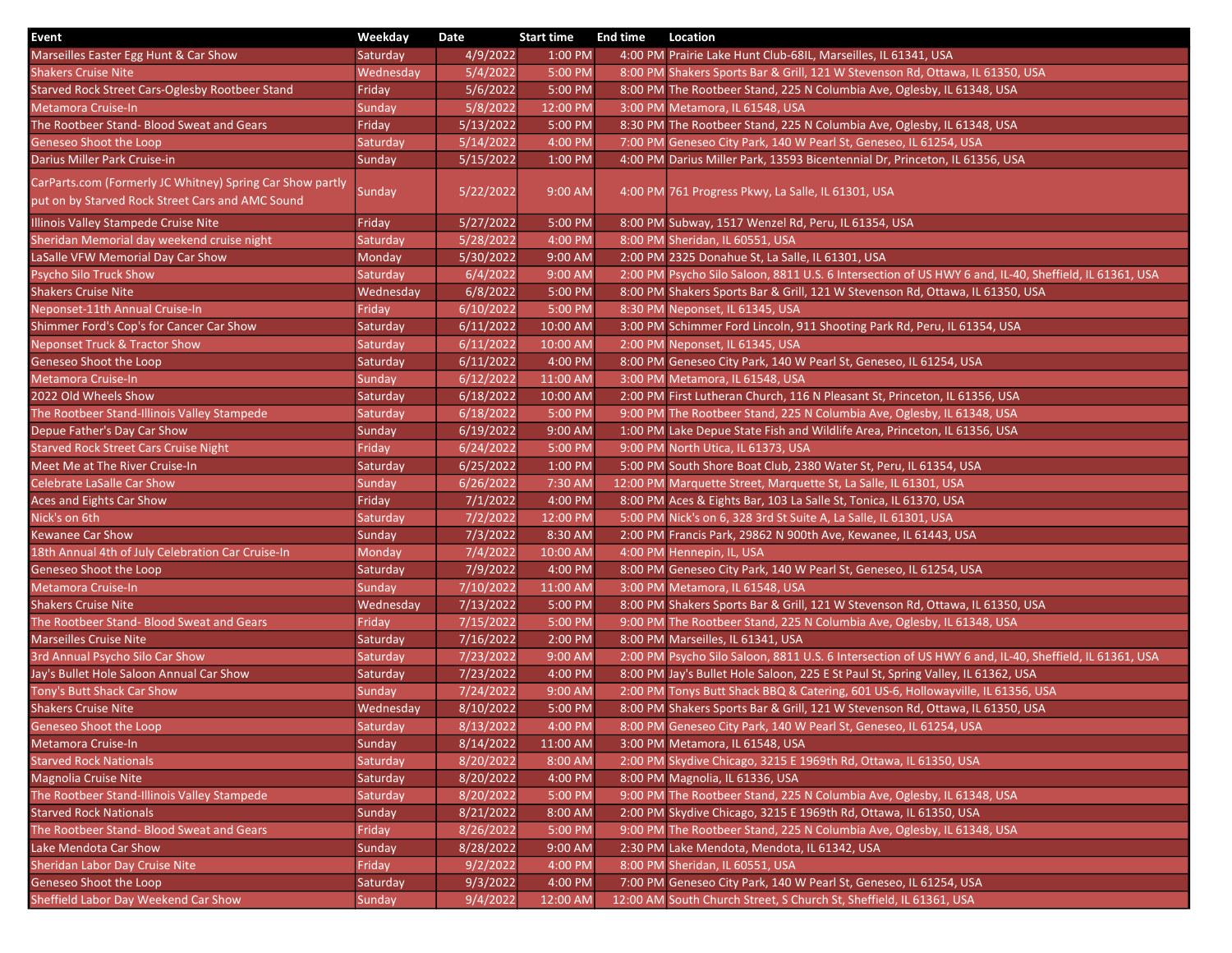| Event | Weekday | Date | Start time | End time | Location |
| --- | --- | --- | --- | --- | --- |
| Marseilles Easter Egg Hunt & Car Show | Saturday | 4/9/2022 | 1:00 PM | 4:00 PM | Prairie Lake Hunt Club-68IL, Marseilles, IL 61341, USA |
| Shakers Cruise Nite | Wednesday | 5/4/2022 | 5:00 PM | 8:00 PM | Shakers Sports Bar & Grill, 121 W Stevenson Rd, Ottawa, IL 61350, USA |
| Starved Rock Street Cars-Oglesby Rootbeer Stand | Friday | 5/6/2022 | 5:00 PM | 8:00 PM | The Rootbeer Stand, 225 N Columbia Ave, Oglesby, IL 61348, USA |
| Metamora Cruise-In | Sunday | 5/8/2022 | 12:00 PM | 3:00 PM | Metamora, IL 61548, USA |
| The Rootbeer Stand- Blood Sweat and Gears | Friday | 5/13/2022 | 5:00 PM | 8:30 PM | The Rootbeer Stand, 225 N Columbia Ave, Oglesby, IL 61348, USA |
| Geneseo Shoot the Loop | Saturday | 5/14/2022 | 4:00 PM | 7:00 PM | Geneseo City Park, 140 W Pearl St, Geneseo, IL 61254, USA |
| Darius Miller Park Cruise-in | Sunday | 5/15/2022 | 1:00 PM | 4:00 PM | Darius Miller Park, 13593 Bicentennial Dr, Princeton, IL 61356, USA |
| CarParts.com (Formerly JC Whitney) Spring Car Show partly put on by Starved Rock Street Cars and AMC Sound | Sunday | 5/22/2022 | 9:00 AM | 4:00 PM | 761 Progress Pkwy, La Salle, IL 61301, USA |
| Illinois Valley Stampede Cruise Nite | Friday | 5/27/2022 | 5:00 PM | 8:00 PM | Subway, 1517 Wenzel Rd, Peru, IL 61354, USA |
| Sheridan Memorial day weekend cruise night | Saturday | 5/28/2022 | 4:00 PM | 8:00 PM | Sheridan, IL 60551, USA |
| LaSalle VFW Memorial Day Car Show | Monday | 5/30/2022 | 9:00 AM | 2:00 PM | 2325 Donahue St, La Salle, IL 61301, USA |
| Psycho Silo Truck Show | Saturday | 6/4/2022 | 9:00 AM | 2:00 PM | Psycho Silo Saloon, 8811 U.S. 6 Intersection of US HWY 6 and, IL-40, Sheffield, IL 61361, USA |
| Shakers Cruise Nite | Wednesday | 6/8/2022 | 5:00 PM | 8:00 PM | Shakers Sports Bar & Grill, 121 W Stevenson Rd, Ottawa, IL 61350, USA |
| Neponset-11th Annual Cruise-In | Friday | 6/10/2022 | 5:00 PM | 8:30 PM | Neponset, IL 61345, USA |
| Shimmer Ford's Cop's for Cancer Car Show | Saturday | 6/11/2022 | 10:00 AM | 3:00 PM | Schimmer Ford Lincoln, 911 Shooting Park Rd, Peru, IL 61354, USA |
| Neponset Truck & Tractor Show | Saturday | 6/11/2022 | 10:00 AM | 2:00 PM | Neponset, IL 61345, USA |
| Geneseo Shoot the Loop | Saturday | 6/11/2022 | 4:00 PM | 8:00 PM | Geneseo City Park, 140 W Pearl St, Geneseo, IL 61254, USA |
| Metamora Cruise-In | Sunday | 6/12/2022 | 11:00 AM | 3:00 PM | Metamora, IL 61548, USA |
| 2022 Old Wheels Show | Saturday | 6/18/2022 | 10:00 AM | 2:00 PM | First Lutheran Church, 116 N Pleasant St, Princeton, IL 61356, USA |
| The Rootbeer Stand-Illinois Valley Stampede | Saturday | 6/18/2022 | 5:00 PM | 9:00 PM | The Rootbeer Stand, 225 N Columbia Ave, Oglesby, IL 61348, USA |
| Depue Father's Day Car Show | Sunday | 6/19/2022 | 9:00 AM | 1:00 PM | Lake Depue State Fish and Wildlife Area, Princeton, IL 61356, USA |
| Starved Rock Street Cars Cruise Night | Friday | 6/24/2022 | 5:00 PM | 9:00 PM | North Utica, IL 61373, USA |
| Meet Me at The River Cruise-In | Saturday | 6/25/2022 | 1:00 PM | 5:00 PM | South Shore Boat Club, 2380 Water St, Peru, IL 61354, USA |
| Celebrate LaSalle Car Show | Sunday | 6/26/2022 | 7:30 AM | 12:00 PM | Marquette Street, Marquette St, La Salle, IL 61301, USA |
| Aces and Eights Car Show | Friday | 7/1/2022 | 4:00 PM | 8:00 PM | Aces & Eights Bar, 103 La Salle St, Tonica, IL 61370, USA |
| Nick's on 6th | Saturday | 7/2/2022 | 12:00 PM | 5:00 PM | Nick's on 6, 328 3rd St Suite A, La Salle, IL 61301, USA |
| Kewanee Car Show | Sunday | 7/3/2022 | 8:30 AM | 2:00 PM | Francis Park, 29862 N 900th Ave, Kewanee, IL 61443, USA |
| 18th Annual 4th of July Celebration Car Cruise-In | Monday | 7/4/2022 | 10:00 AM | 4:00 PM | Hennepin, IL, USA |
| Geneseo Shoot the Loop | Saturday | 7/9/2022 | 4:00 PM | 8:00 PM | Geneseo City Park, 140 W Pearl St, Geneseo, IL 61254, USA |
| Metamora Cruise-In | Sunday | 7/10/2022 | 11:00 AM | 3:00 PM | Metamora, IL 61548, USA |
| Shakers Cruise Nite | Wednesday | 7/13/2022 | 5:00 PM | 8:00 PM | Shakers Sports Bar & Grill, 121 W Stevenson Rd, Ottawa, IL 61350, USA |
| The Rootbeer Stand- Blood Sweat and Gears | Friday | 7/15/2022 | 5:00 PM | 9:00 PM | The Rootbeer Stand, 225 N Columbia Ave, Oglesby, IL 61348, USA |
| Marseilles Cruise Nite | Saturday | 7/16/2022 | 2:00 PM | 8:00 PM | Marseilles, IL 61341, USA |
| 3rd Annual Psycho Silo Car Show | Saturday | 7/23/2022 | 9:00 AM | 2:00 PM | Psycho Silo Saloon, 8811 U.S. 6 Intersection of US HWY 6 and, IL-40, Sheffield, IL 61361, USA |
| Jay's Bullet Hole Saloon Annual Car Show | Saturday | 7/23/2022 | 4:00 PM | 8:00 PM | Jay's Bullet Hole Saloon, 226 E St Paul St, Spring Valley, IL 61362, USA |
| Tony's Butt Shack Car Show | Sunday | 7/24/2022 | 9:00 AM | 2:00 PM | Tonys Butt Shack BBQ & Catering, 601 US-6, Hollowayville, IL 61356, USA |
| Shakers Cruise Nite | Wednesday | 8/10/2022 | 5:00 PM | 8:00 PM | Shakers Sports Bar & Grill, 121 W Stevenson Rd, Ottawa, IL 61350, USA |
| Geneseo Shoot the Loop | Saturday | 8/13/2022 | 4:00 PM | 8:00 PM | Geneseo City Park, 140 W Pearl St, Geneseo, IL 61254, USA |
| Metamora Cruise-In | Sunday | 8/14/2022 | 11:00 AM | 3:00 PM | Metamora, IL 61548, USA |
| Starved Rock Nationals | Saturday | 8/20/2022 | 8:00 AM | 2:00 PM | Skydive Chicago, 3215 E 1969th Rd, Ottawa, IL 61350, USA |
| Magnolia Cruise Nite | Saturday | 8/20/2022 | 4:00 PM | 8:00 PM | Magnolia, IL 61336, USA |
| The Rootbeer Stand-Illinois Valley Stampede | Saturday | 8/20/2022 | 5:00 PM | 9:00 PM | The Rootbeer Stand, 225 N Columbia Ave, Oglesby, IL 61348, USA |
| Starved Rock Nationals | Sunday | 8/21/2022 | 8:00 AM | 2:00 PM | Skydive Chicago, 3215 E 1969th Rd, Ottawa, IL 61350, USA |
| The Rootbeer Stand- Blood Sweat and Gears | Friday | 8/26/2022 | 5:00 PM | 9:00 PM | The Rootbeer Stand, 225 N Columbia Ave, Oglesby, IL 61348, USA |
| Lake Mendota Car Show | Sunday | 8/28/2022 | 9:00 AM | 2:30 PM | Lake Mendota, Mendota, IL 61342, USA |
| Sheridan Labor Day Cruise Nite | Friday | 9/2/2022 | 4:00 PM | 8:00 PM | Sheridan, IL 60551, USA |
| Geneseo Shoot the Loop | Saturday | 9/3/2022 | 4:00 PM | 7:00 PM | Geneseo City Park, 140 W Pearl St, Geneseo, IL 61254, USA |
| Sheffield Labor Day Weekend Car Show | Sunday | 9/4/2022 | 12:00 AM | 12:00 AM | South Church Street, S Church St, Sheffield, IL 61361, USA |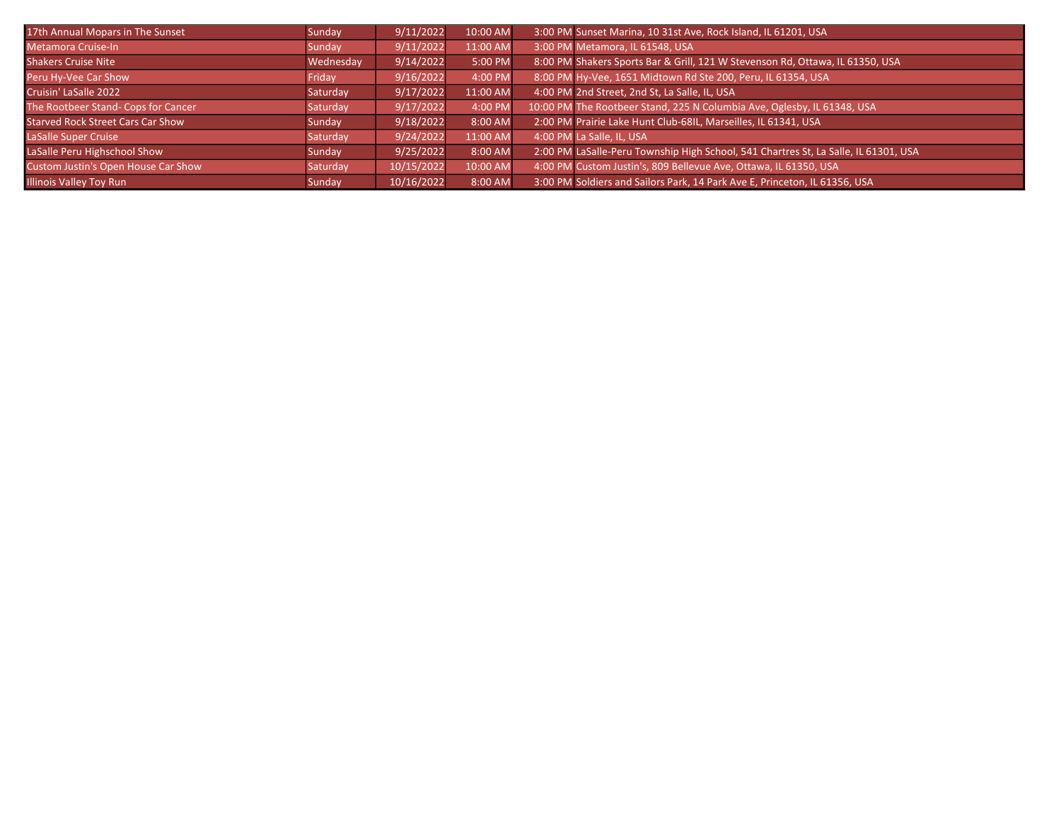| | | | | | |
|---|---|---|---|---|---|
| 17th Annual Mopars in The Sunset | Sunday | 9/11/2022 | 10:00 AM | 3:00 PM | Sunset Marina, 10 31st Ave, Rock Island, IL 61201, USA |
| Metamora Cruise-In | Sunday | 9/11/2022 | 11:00 AM | 3:00 PM | Metamora, IL 61548, USA |
| Shakers Cruise Nite | Wednesday | 9/14/2022 | 5:00 PM | 8:00 PM | Shakers Sports Bar & Grill, 121 W Stevenson Rd, Ottawa, IL 61350, USA |
| Peru Hy-Vee Car Show | Friday | 9/16/2022 | 4:00 PM | 8:00 PM | Hy-Vee, 1651 Midtown Rd Ste 200, Peru, IL 61354, USA |
| Cruisin' LaSalle 2022 | Saturday | 9/17/2022 | 11:00 AM | 4:00 PM | 2nd Street, 2nd St, La Salle, IL, USA |
| The Rootbeer Stand- Cops for Cancer | Saturday | 9/17/2022 | 4:00 PM | 10:00 PM | The Rootbeer Stand, 225 N Columbia Ave, Oglesby, IL 61348, USA |
| Starved Rock Street Cars Car Show | Sunday | 9/18/2022 | 8:00 AM | 2:00 PM | Prairie Lake Hunt Club-68IL, Marseilles, IL 61341, USA |
| LaSalle Super Cruise | Saturday | 9/24/2022 | 11:00 AM | 4:00 PM | La Salle, IL, USA |
| LaSalle Peru Highschool Show | Sunday | 9/25/2022 | 8:00 AM | 2:00 PM | LaSalle-Peru Township High School, 541 Chartres St, La Salle, IL 61301, USA |
| Custom Justin's Open House Car Show | Saturday | 10/15/2022 | 10:00 AM | 4:00 PM | Custom Justin's, 809 Bellevue Ave, Ottawa, IL 61350, USA |
| Illinois Valley Toy Run | Sunday | 10/16/2022 | 8:00 AM | 3:00 PM | Soldiers and Sailors Park, 14 Park Ave E, Princeton, IL 61356, USA |